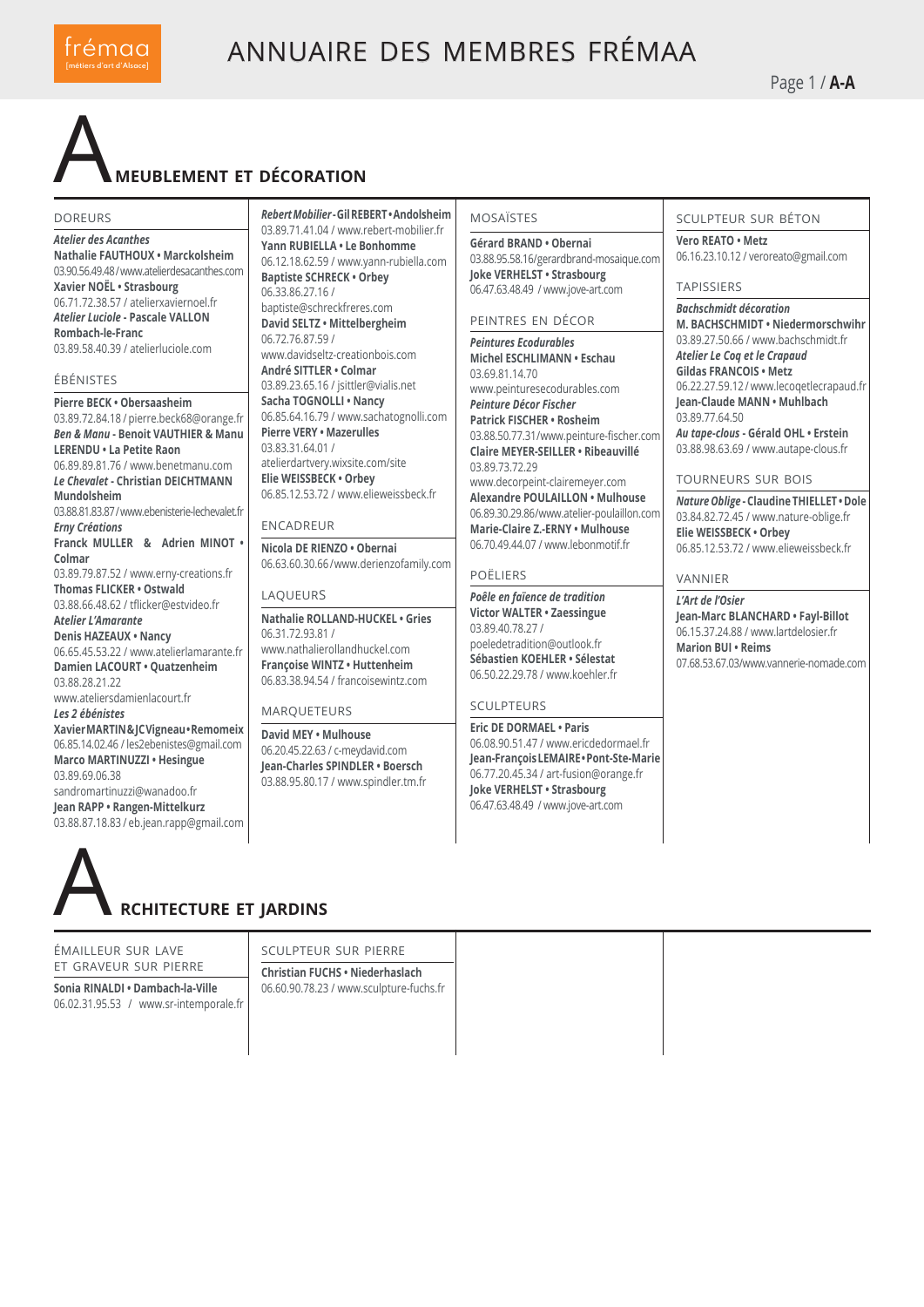# ANNUAIRE DES MEMBRES FRÉMAA

# AMEUBLEMENT ET DÉCORATION

## DOREURS

***Atelier des Acanthes***
**Nathalie FAUTHOUX • Marckolsheim**
03.90.56.49.48 / www.atelierdesacanthes.com

**Xavier NOËL • Strasbourg**
06.71.72.38.57 / atelierxaviernoel.fr

***Atelier Luciole* - Pascale VALLON Rombach-le-Franc**
03.89.58.40.39 / atelierluciole.com

## ÉBÉNISTES

**Pierre BECK • Obersaasheim**
03.89.72.84.18 / pierre.beck68@orange.fr

***Ben & Manu* - Benoit VAUTHIER & Manu LERENDU • La Petite Raon**
06.89.89.81.76 / www.benetmanu.com

***Le Chevalet* - Christian DEICHTMANN Mundolsheim**
03.88.81.83.87 / www.ebenisterie-lechevalet.fr

***Erny Créations***
**Franck MULLER & Adrien MINOT • Colmar**
03.89.79.87.52 / www.erny-creations.fr

**Thomas FLICKER • Ostwald**
03.88.66.48.62 / tflicker@estvideo.fr

***Atelier L'Amarante***
**Denis HAZEAUX • Nancy**
06.65.45.53.22 / www.atelierlamarante.fr

**Damien LACOURT • Quatzenheim**
03.88.28.21.22
www.ateliersdamienlacourt.fr

***Les 2 ébénistes***
**Xavier MARTIN & JC Vigneau • Remomeix**
06.85.14.02.46 / les2ebenistes@gmail.com

**Marco MARTINUZZI • Hesingue**
03.89.69.06.38
sandromartinuzzi@wanadoo.fr

**Jean RAPP • Rangen-Mittelkurz**
03.88.87.18.83 / eb.jean.rapp@gmail.com

***Rebert Mobilier* - Gil REBERT • Andolsheim**
03.89.71.41.04 / www.rebert-mobilier.fr

**Yann RUBIELLA • Le Bonhomme**
06.12.18.62.59 / www.yann-rubiella.com

**Baptiste SCHRECK • Orbey**
06.33.86.27.16 /
baptiste@schreckfreres.com

**David SELTZ • Mittelbergheim**
06.72.76.87.59 /
www.davidseltz-creationbois.com

**André SITTLER • Colmar**
03.89.23.65.16 / jsittler@vialis.net

**Sacha TOGNOLLI • Nancy**
06.85.64.16.79 / www.sachatognolli.com

**Pierre VERY • Mazerulles**
03.83.31.64.01 /
atelierdartvery.wixsite.com/site

**Elie WEISSBECK • Orbey**
06.85.12.53.72 / www.elieweissbeck.fr

## ENCADREUR

**Nicola DE RIENZO • Obernai**
06.63.60.30.66 / www.derienzofamily.com

## LAQUEURS

**Nathalie ROLLAND-HUCKEL • Gries**
06.31.72.93.81 /
www.nathalierollandhuckel.com

**Françoise WINTZ • Huttenheim**
06.83.38.94.54 / francoisewintz.com

## MARQUETEURS

**David MEY • Mulhouse**
06.20.45.22.63 / c-meydavid.com

**Jean-Charles SPINDLER • Boersch**
03.88.95.80.17 / www.spindler.tm.fr

## MOSAÏSTES

**Gérard BRAND • Obernai**
03.88.95.58.16/gerardbrand-mosaique.com

**Joke VERHELST • Strasbourg**
06.47.63.48.49 / www.jove-art.com

## PEINTRES EN DÉCOR

***Peintures Ecodurables***
**Michel ESCHLIMANN • Eschau**
03.69.81.14.70
www.peinturesecodurables.com

***Peinture Décor Fischer***
**Patrick FISCHER • Rosheim**
03.88.50.77.31/www.peinture-fischer.com

**Claire MEYER-SEILLER • Ribeauvillé**
03.89.73.72.29
www.decorpeint-clairemeyer.com

**Alexandre POULAILLON • Mulhouse**
06.89.30.29.86/www.atelier-poulaillon.com

**Marie-Claire Z.-ERNY • Mulhouse**
06.70.49.44.07 / www.lebonmotif.fr

## POËLIERS

***Poêle en faïence de tradition***
**Victor WALTER • Zaessingue**
03.89.40.78.27 /
poeledetradition@outlook.fr

**Sébastien KOEHLER • Sélestat**
06.50.22.29.78 / www.koehler.fr

## SCULPTEURS

**Eric DE DORMAEL • Paris**
06.08.90.51.47 / www.ericdedormael.fr

**Jean-François LEMAIRE • Pont-Ste-Marie**
06.77.20.45.34 / art-fusion@orange.fr

**Joke VERHELST • Strasbourg**
06.47.63.48.49 / www.jove-art.com

## SCULPTEUR SUR BÉTON

**Vero REATO • Metz**
06.16.23.10.12 / veroreato@gmail.com

## TAPISSIERS

***Bachschmidt décoration***
**M. BACHSCHMIDT • Niedermorschwihr**
03.89.27.50.66 / www.bachschmidt.fr

***Atelier Le Coq et le Crapaud***
**Gildas FRANCOIS • Metz**
06.22.27.59.12 / www.lecoqetlecrapaud.fr

**Jean-Claude MANN • Muhlbach**
03.89.77.64.50

***Au tape-clous* - Gérald OHL • Erstein**
03.88.98.63.69 / www.autape-clous.fr

## TOURNEURS SUR BOIS

***Nature Oblige* - Claudine THIELLET • Dole**
03.84.82.72.45 / www.nature-oblige.fr

**Elie WEISSBECK • Orbey**
06.85.12.53.72 / www.elieweissbeck.fr

## VANNIER

***L'Art de l'Osier***
**Jean-Marc BLANCHARD • Fayl-Billot**
06.15.37.24.88 / www.lartdelosier.fr

**Marion BUI • Reims**
07.68.53.67.03/www.vannerie-nomade.com

# ARCHITECTURE ET JARDINS

## ÉMAILLEUR SUR LAVE ET GRAVEUR SUR PIERRE

**Sonia RINALDI • Dambach-la-Ville**
06.02.31.95.53 / www.sr-intemporale.fr

## SCULPTEUR SUR PIERRE

**Christian FUCHS • Niederhaslach**
06.60.90.78.23 / www.sculpture-fuchs.fr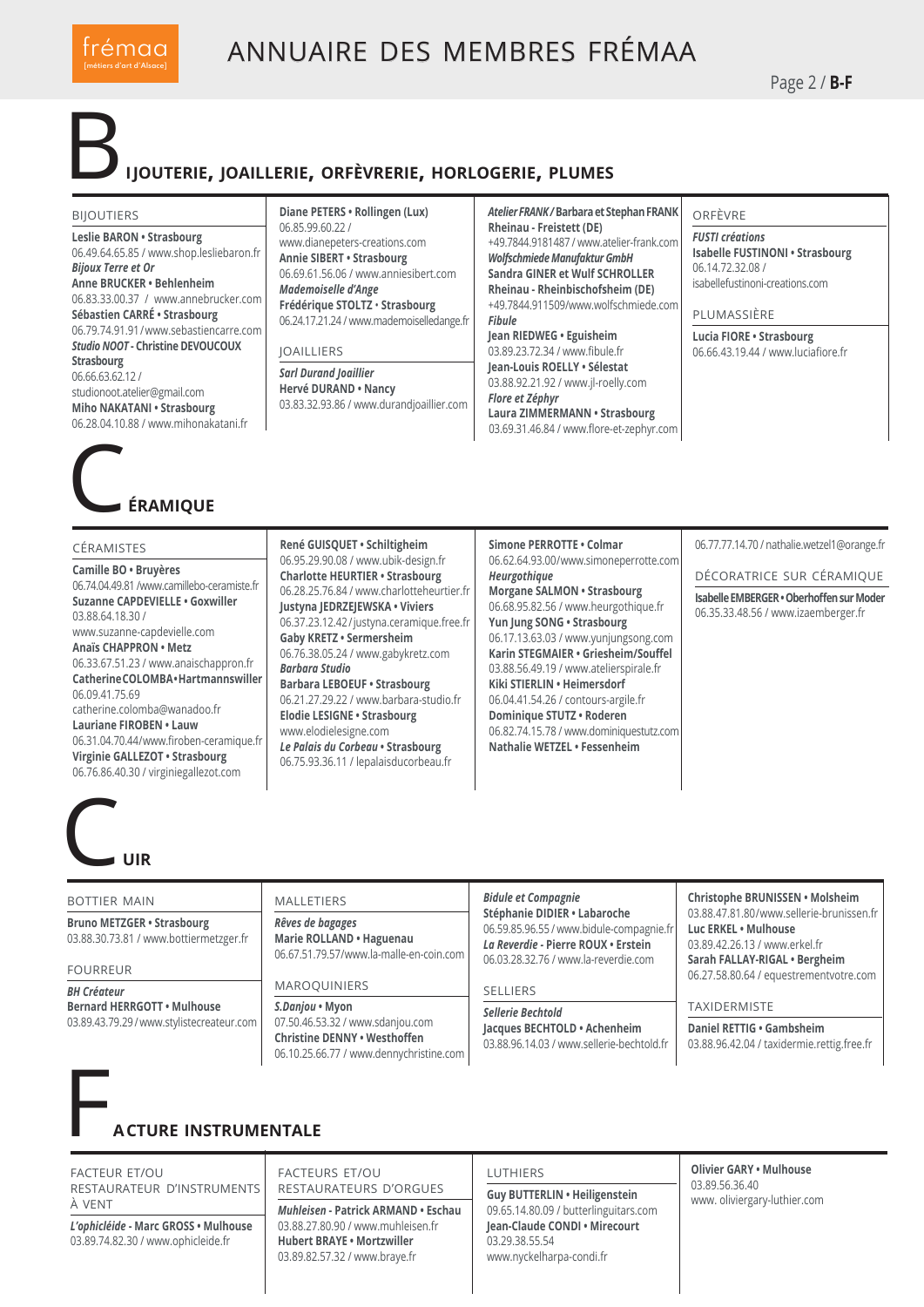# ANNUAIRE DES MEMBRES FRÉMAA

Page 2 / **B-F**

## BIJOUTERIE, JOAILLERIE, ORFÈVRERIE, HORLOGERIE, PLUMES

### BIJOUTIERS

**Leslie BARON • Strasbourg**
06.49.64.65.85 / www.shop.lesliebaron.fr

***Bijoux Terre et Or***
**Anne BRUCKER • Behlenheim**
06.83.33.00.37 / www.annebrucker.com

**Sébastien CARRÉ • Strasbourg**
06.79.74.91.91 / www.sebastiencarre.com

***Studio NOOT*** **- Christine DEVOUCOUX Strasbourg**
06.66.63.62.12 / studionoot.atelier@gmail.com

**Miho NAKATANI • Strasbourg**
06.28.04.10.88 / www.mihonakatani.fr

**Diane PETERS • Rollingen (Lux)**
06.85.99.60.22 / www.dianepeters-creations.com

**Annie SIBERT • Strasbourg**
06.69.61.56.06 / www.anniesibert.com

***Mademoiselle d'Ange***
**Frédérique STOLTZ • Strasbourg**
06.24.17.21.24 / www.mademoiselledange.fr

### JOAILLIERS

***Sarl Durand Joaillier***
**Hervé DURAND • Nancy**
03.83.32.93.86 / www.durandjoaillier.com

***Atelier FRANK*** **/ Barbara et Stephan FRANK Rheinau - Freistett (DE)**
+49.7844.9181487 / www.atelier-frank.com

***Wolfschmiede Manufaktur GmbH***
**Sandra GINER et Wulf SCHROLLER Rheinau - Rheinbischofsheim (DE)**
+49.7844.911509/www.wolfschmiede.com

***Fibule***
**Jean RIEDWEG • Eguisheim**
03.89.23.72.34 / www.fibule.fr

**Jean-Louis ROELLY • Sélestat**
03.88.92.21.92 / www.jl-roelly.com

***Flore et Zéphyr***
**Laura ZIMMERMANN • Strasbourg**
03.69.31.46.84 / www.flore-et-zephyr.com

### ORFÈVRE

***FUSTI créations***
**Isabelle FUSTINONI • Strasbourg**
06.14.72.32.08 / isabellefustinoni-creations.com

### PLUMASSIÈRE

**Lucia FIORE • Strasbourg**
06.66.43.19.44 / www.luciafiore.fr

## CÉRAMIQUE

### CÉRAMISTES

**Camille BO • Bruyères**
06.74.04.49.81 /www.camillebo-ceramiste.fr

**Suzanne CAPDEVIELLE • Goxwiller**
03.88.64.18.30 / www.suzanne-capdevielle.com

**Anaïs CHAPPRON • Metz**
06.33.67.51.23 / www.anaischappron.fr

**Catherine COLOMBA • Hartmannswiller**
06.09.41.75.69 catherine.colomba@wanadoo.fr

**Lauriane FIROBEN • Lauw**
06.31.04.70.44/www.firoben-ceramique.fr

**Virginie GALLEZOT • Strasbourg**
06.76.86.40.30 / virginiegallezot.com

**René GUISQUET • Schiltigheim**
06.95.29.90.08 / www.ubik-design.fr

**Charlotte HEURTIER • Strasbourg**
06.28.25.76.84 / www.charlotteheurtier.fr

**Justyna JEDRZEJEWSKA • Viviers**
06.37.23.12.42 / justyna.ceramique.free.fr

**Gaby KRETZ • Sermersheim**
06.76.38.05.24 / www.gabykretz.com

***Barbara Studio***
**Barbara LEBEOUF • Strasbourg**
06.21.27.29.22 / www.barbara-studio.fr

**Elodie LESIGNE • Strasbourg**
www.elodielesigne.com

***Le Palais du Corbeau*** **• Strasbourg**
06.75.93.36.11 / lepalaisducorbeau.fr

**Simone PERROTTE • Colmar**
06.62.64.93.00/www.simoneperrotte.com

***Heurgothique***
**Morgane SALMON • Strasbourg**
06.68.95.82.56 / www.heurgothique.fr

**Yun Jung SONG • Strasbourg**
06.17.13.63.03 / www.yunjungsong.com

**Karin STEGMAIER • Griesheim/Souffel**
03.88.56.49.19 / www.atelierspirale.fr

**Kiki STIERLIN • Heimersdorf**
06.04.41.54.26 / contours-argile.fr

**Dominique STUTZ • Roderen**
06.82.74.15.78 / www.dominiquestutz.com

**Nathalie WETZEL • Fessenheim**
06.77.77.14.70 / nathalie.wetzel1@orange.fr

### DÉCORATRICE SUR CÉRAMIQUE

**Isabelle EMBERGER • Oberhoffen sur Moder**
06.35.33.48.56 / www.izaemberger.fr

## CUIR

### BOTTIER MAIN

**Bruno METZGER • Strasbourg**
03.88.30.73.81 / www.bottiermetzger.fr

### FOURREUR

***BH Créateur***
**Bernard HERRGOTT • Mulhouse**
03.89.43.79.29 / www.stylistecreateur.com

### MALLETIERS

***Rêves de bagages***
**Marie ROLLAND • Haguenau**
06.67.51.79.57/www.la-malle-en-coin.com

### MAROQUINIERS

***S.Danjou*** **• Myon**
07.50.46.53.32 / www.sdanjou.com

**Christine DENNY • Westhoffen**
06.10.25.66.77 / www.dennychristine.com

***Bidule et Compagnie***
**Stéphanie DIDIER • Labaroche**
06.59.85.96.55 / www.bidule-compagnie.fr

***La Reverdie*** **- Pierre ROUX • Erstein**
06.03.28.32.76 / www.la-reverdie.com

### SELLIERS

***Sellerie Bechtold***
**Jacques BECHTOLD • Achenheim**
03.88.96.14.03 / www.sellerie-bechtold.fr

**Christophe BRUNISSEN • Molsheim**
03.88.47.81.80/www.sellerie-brunissen.fr

**Luc ERKEL • Mulhouse**
03.89.42.26.13 / www.erkel.fr

**Sarah FALLAY-RIGAL • Bergheim**
06.27.58.80.64 / equestrementvotre.com

### TAXIDERMISTE

**Daniel RETTIG • Gambsheim**
03.88.96.42.04 / taxidermie.rettig.free.fr

## FACTURE INSTRUMENTALE

### FACTEUR ET/OU RESTAURATEUR D'INSTRUMENTS À VENT

***L'ophicléide*** **- Marc GROSS • Mulhouse**
03.89.74.82.30 / www.ophicleide.fr

### FACTEURS ET/OU RESTAURATEURS D'ORGUES

***Muhleisen*** **- Patrick ARMAND • Eschau**
03.88.27.80.90 / www.muhleisen.fr

**Hubert BRAYE • Mortzwiller**
03.89.82.57.32 / www.braye.fr

### LUTHIERS

**Guy BUTTERLIN • Heiligenstein**
09.65.14.80.09 / butterlinguitars.com

**Jean-Claude CONDI • Mirecourt**
03.29.38.55.54 www.nyckelharpa-condi.fr

**Olivier GARY • Mulhouse**
03.89.56.36.40 www. oliviergary-luthier.com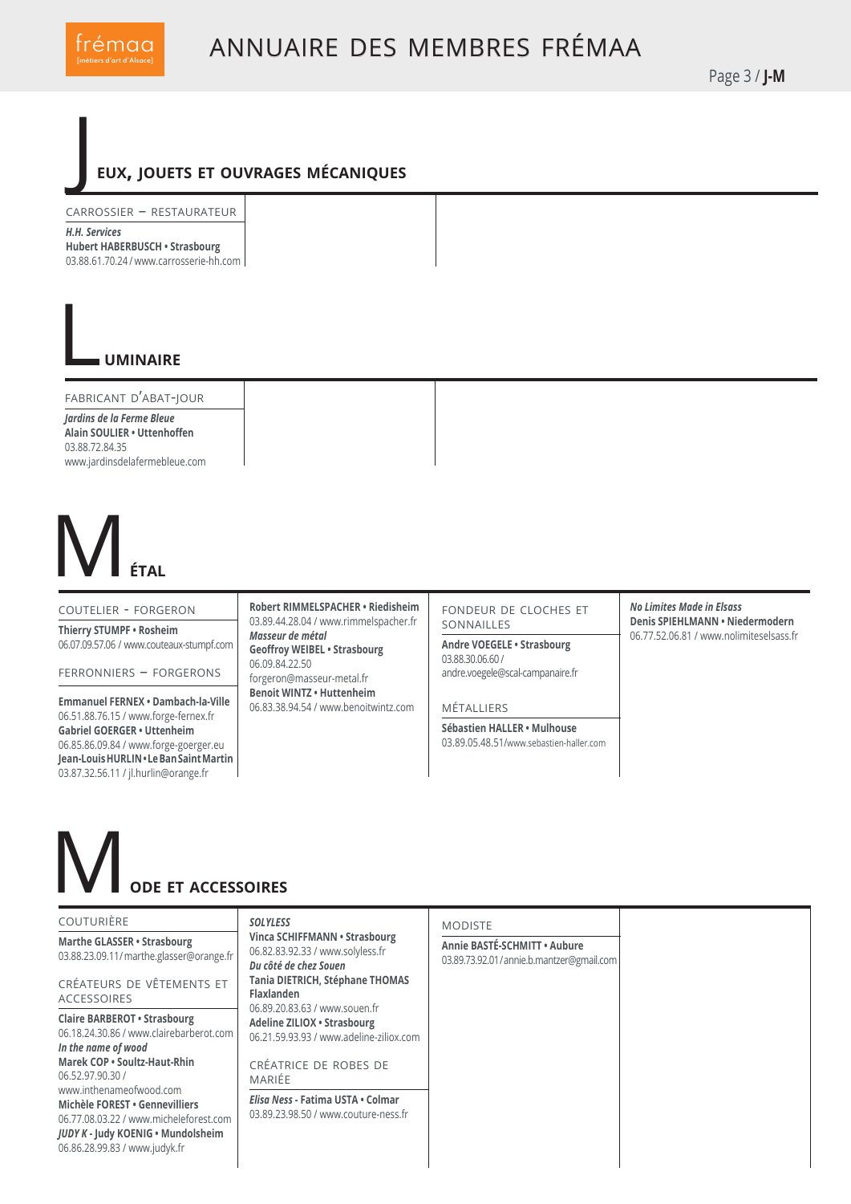# JEUX, JOUETS ET OUVRAGES MÉCANIQUES

### CARROSSIER – RESTAURATEUR

***H.H. Services***
**Hubert HABERBUSCH • Strasbourg**
03.88.61.70.24 / www.carrosserie-hh.com

# LUMINAIRE

### FABRICANT D'ABAT-JOUR

***Jardins de la Ferme Bleue***
**Alain SOULIER • Uttenhoffen**
03.88.72.84.35
www.jardinsdelafermebleue.com

# MÉTAL

### COUTELIER - FORGERON

**Thierry STUMPF • Rosheim**
06.07.09.57.06 / www.couteaux-stumpf.com

### FERRONNIERS – FORGERONS

**Emmanuel FERNEX • Dambach-la-Ville**
06.51.88.76.15 / www.forge-fernex.fr
**Gabriel GOERGER • Uttenheim**
06.85.86.09.84 / www.forge-goerger.eu
**Jean-Louis HURLIN • Le Ban Saint Martin**
03.87.32.56.11 / jl.hurlin@orange.fr
**Robert RIMMELSPACHER • Riedisheim**
03.89.44.28.04 / www.rimmelspacher.fr
***Masseur de métal***
**Geoffroy WEIBEL • Strasbourg**
06.09.84.22.50
forgeron@masseur-metal.fr
**Benoit WINTZ • Huttenheim**
06.83.38.94.54 / www.benoitwintz.com

### FONDEUR DE CLOCHES ET SONNAILLES

**Andre VOEGELE • Strasbourg**
03.88.30.06.60 /
andre.voegele@scal-campanaire.fr

### MÉTALLIERS

**Sébastien HALLER • Mulhouse**
03.89.05.48.51/www.sebastien-haller.com
***No Limites Made in Elsass***
**Denis SPIEHLMANN • Niedermodern**
06.77.52.06.81 / www.nolimiteselsass.fr

# MODE ET ACCESSOIRES

### COUTURIÈRE

**Marthe GLASSER • Strasbourg**
03.88.23.09.11/marthe.glasser@orange.fr

### CRÉATEURS DE VÊTEMENTS ET ACCESSOIRES

**Claire BARBEROT • Strasbourg**
06.18.24.30.86 / www.clairebarberot.com
***In the name of wood***
**Marek COP • Soultz-Haut-Rhin**
06.52.97.90.30 /
www.inthenameofwood.com
**Michèle FOREST • Gennevilliers**
06.77.08.03.22 / www.micheleforest.com
***JUDY K*** **- Judy KOENIG • Mundolsheim**
06.86.28.99.83 / www.judyk.fr
***SOLYLESS***
**Vinca SCHIFFMANN • Strasbourg**
06.82.83.92.33 / www.solyless.fr
***Du côté de chez Souen***
**Tania DIETRICH, Stéphane THOMAS**
**Flaxlanden**
06.89.20.83.63 / www.souen.fr
**Adeline ZILIOX • Strasbourg**
06.21.59.93.93 / www.adeline-ziliox.com

### CRÉATRICE DE ROBES DE MARIÉE

***Elisa Ness*** **- Fatima USTA • Colmar**
03.89.23.98.50 / www.couture-ness.fr

### MODISTE

**Annie BASTÉ-SCHMITT • Aubure**
03.89.73.92.01 / annie.b.mantzer@gmail.com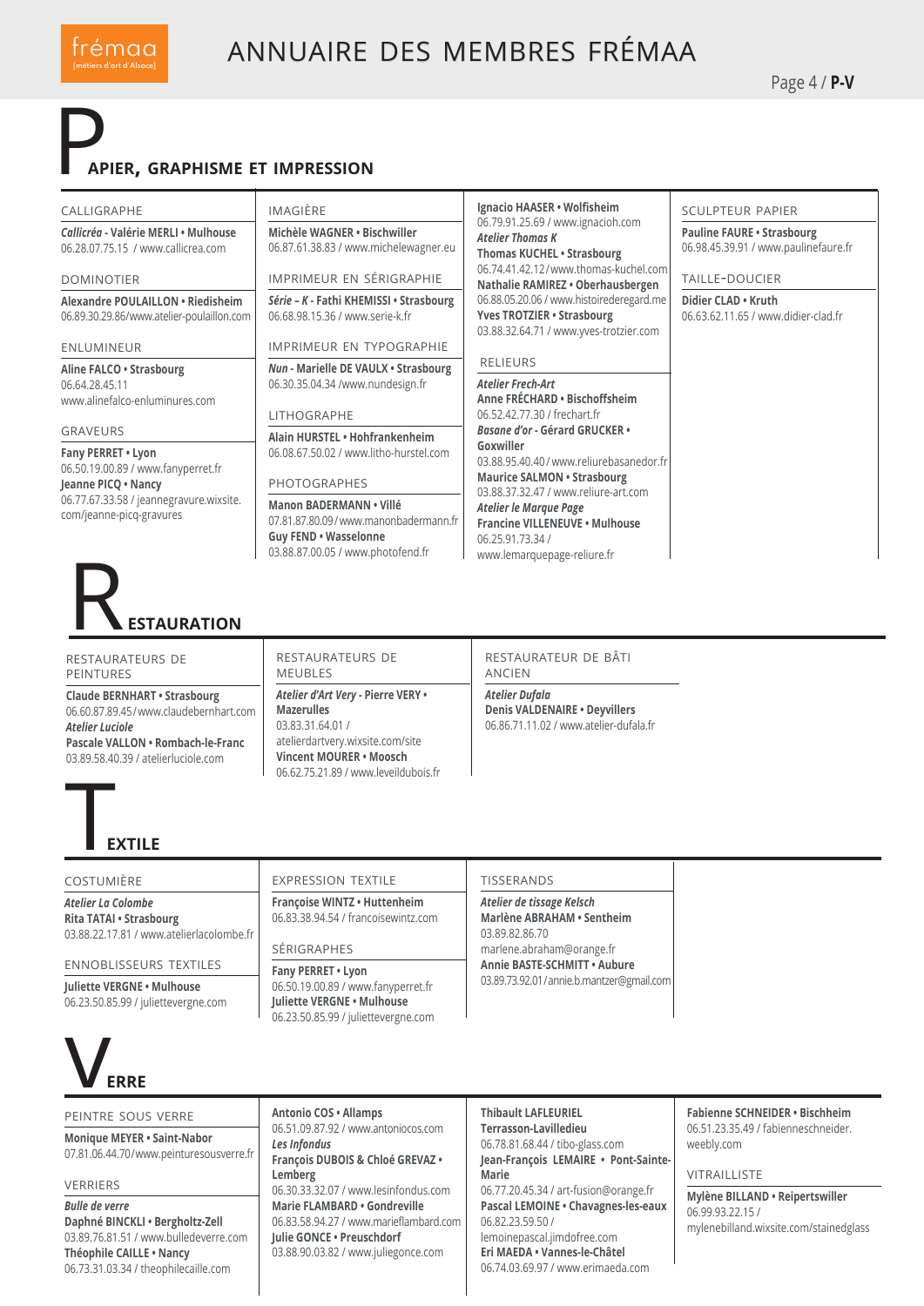# ANNUAIRE DES MEMBRES FRÉMAA

## PAPIER, GRAPHISME ET IMPRESSION

### CALLIGRAPHE

***Callicréa*** **- Valérie MERLI • Mulhouse**
06.28.07.75.15 / www.callicrea.com

### DOMINOTIER

**Alexandre POULAILLON • Riedisheim**
06.89.30.29.86/www.atelier-poulaillon.com

### ENLUMINEUR

**Aline FALCO • Strasbourg**
06.64.28.45.11
www.alinefalco-enluminures.com

### GRAVEURS

**Fany PERRET • Lyon**
06.50.19.00.89 / www.fanyperret.fr

**Jeanne PICQ • Nancy**
06.77.67.33.58 / jeannegravure.wixsite.com/jeanne-picq-gravures

### IMAGIÈRE

**Michèle WAGNER • Bischwiller**
06.87.61.38.83 / www.michelewagner.eu

### IMPRIMEUR EN SÉRIGRAPHIE

***Série – K*** **- Fathi KHEMISSI • Strasbourg**
06.68.98.15.36 / www.serie-k.fr

### IMPRIMEUR EN TYPOGRAPHIE

***Nun*** **- Marielle DE VAULX • Strasbourg**
06.30.35.04.34 /www.nundesign.fr

### LITHOGRAPHE

**Alain HURSTEL • Hohfrankenheim**
06.08.67.50.02 / www.litho-hurstel.com

### PHOTOGRAPHES

**Manon BADERMANN • Villé**
07.81.87.80.09 / www.manonbadermann.fr

**Guy FEND • Wasselonne**
03.88.87.00.05 / www.photofend.fr

**Ignacio HAASER • Wolfisheim**
06.79.91.25.69 / www.ignacioh.com

***Atelier Thomas K***
**Thomas KUCHEL • Strasbourg**
06.74.41.42.12/www.thomas-kuchel.com

**Nathalie RAMIREZ • Oberhausbergen**
06.88.05.20.06 / www.histoirederegard.me

**Yves TROTZIER • Strasbourg**
03.88.32.64.71 / www.yves-trotzier.com

### RELIEURS

***Atelier Frech-Art***
**Anne FRÉCHARD • Bischoffsheim**
06.52.42.77.30 / frechart.fr

***Basane d'or*** **- Gérard GRUCKER • Goxwiller**
03.88.95.40.40 / www.reliurebasanedor.fr

**Maurice SALMON • Strasbourg**
03.88.37.32.47 / www.reliure-art.com

***Atelier le Marque Page***
**Francine VILLENEUVE • Mulhouse**
06.25.91.73.34 /
www.lemarquepage-reliure.fr

### SCULPTEUR PAPIER

**Pauline FAURE • Strasbourg**
06.98.45.39.91 / www.paulinefaure.fr

### TAILLE-DOUCIER

**Didier CLAD • Kruth**
06.63.62.11.65 / www.didier-clad.fr

## RESTAURATION

### RESTAURATEURS DE PEINTURES

**Claude BERNHART • Strasbourg**
06.60.87.89.45 / www.claudebernhart.com

***Atelier Luciole***
**Pascale VALLON • Rombach-le-Franc**
03.89.58.40.39 / atelierluciole.com

### RESTAURATEURS DE MEUBLES

***Atelier d'Art Very*** **- Pierre VERY • Mazerulles**
03.83.31.64.01 /
atelierdartvery.wixsite.com/site

**Vincent MOURER • Moosch**
06.62.75.21.89 / www.leveildubois.fr

### RESTAURATEUR DE BÂTI ANCIEN

***Atelier Dufala***
**Denis VALDENAIRE • Deyvillers**
06.86.71.11.02 / www.atelier-dufala.fr

## TEXTILE

### COSTUMIÈRE

***Atelier La Colombe***
**Rita TATAI • Strasbourg**
03.88.22.17.81 / www.atelierlacolombe.fr

### ENNOBLISSEURS TEXTILES

**Juliette VERGNE • Mulhouse**
06.23.50.85.99 / juliettevergne.com

### EXPRESSION TEXTILE

**Françoise WINTZ • Huttenheim**
06.83.38.94.54 / francoisewintz.com

### SÉRIGRAPHES

**Fany PERRET • Lyon**
06.50.19.00.89 / www.fanyperret.fr

**Juliette VERGNE • Mulhouse**
06.23.50.85.99 / juliettevergne.com

### TISSERANDS

***Atelier de tissage Kelsch***
**Marlène ABRAHAM • Sentheim**
03.89.82.86.70
marlene.abraham@orange.fr

**Annie BASTE-SCHMITT • Aubure**
03.89.73.92.01 / annie.b.mantzer@gmail.com

## VERRE

### PEINTRE SOUS VERRE

**Monique MEYER • Saint-Nabor**
07.81.06.44.70/www.peinturesousverre.fr

### VERRIERS

***Bulle de verre***
**Daphné BINCKLI • Bergholtz-Zell**
03.89.76.81.51 / www.bulledeverre.com

**Théophile CAILLE • Nancy**
06.73.31.03.34 / theophilecaille.com

**Antonio COS • Allamps**
06.51.09.87.92 / www.antoniocos.com

***Les Infondus***
**François DUBOIS & Chloé GREVAZ • Lemberg**
06.30.33.32.07 / www.lesinfondus.com

**Marie FLAMBARD • Gondreville**
06.83.58.94.27 / www.marieflambard.com

**Julie GONCE • Preuschdorf**
03.88.90.03.82 / www.juliegonce.com

**Thibault LAFLEURIEL Terrasson-Lavilledieu**
06.78.81.68.44 / tibo-glass.com

**Jean-François LEMAIRE • Pont-Sainte-Marie**
06.77.20.45.34 / art-fusion@orange.fr

**Pascal LEMOINE • Chavagnes-les-eaux**
06.82.23.59.50 /
lemoinepascal.jimdofree.com

**Eri MAEDA • Vannes-le-Châtel**
06.74.03.69.97 / www.erimaeda.com

**Fabienne SCHNEIDER • Bischheim**
06.51.23.35.49 / fabienneschneider.weebly.com

### VITRAILLISTE

**Mylène BILLAND • Reipertswiller**
06.99.93.22.15 /
mylenebilland.wixsite.com/stainedglass